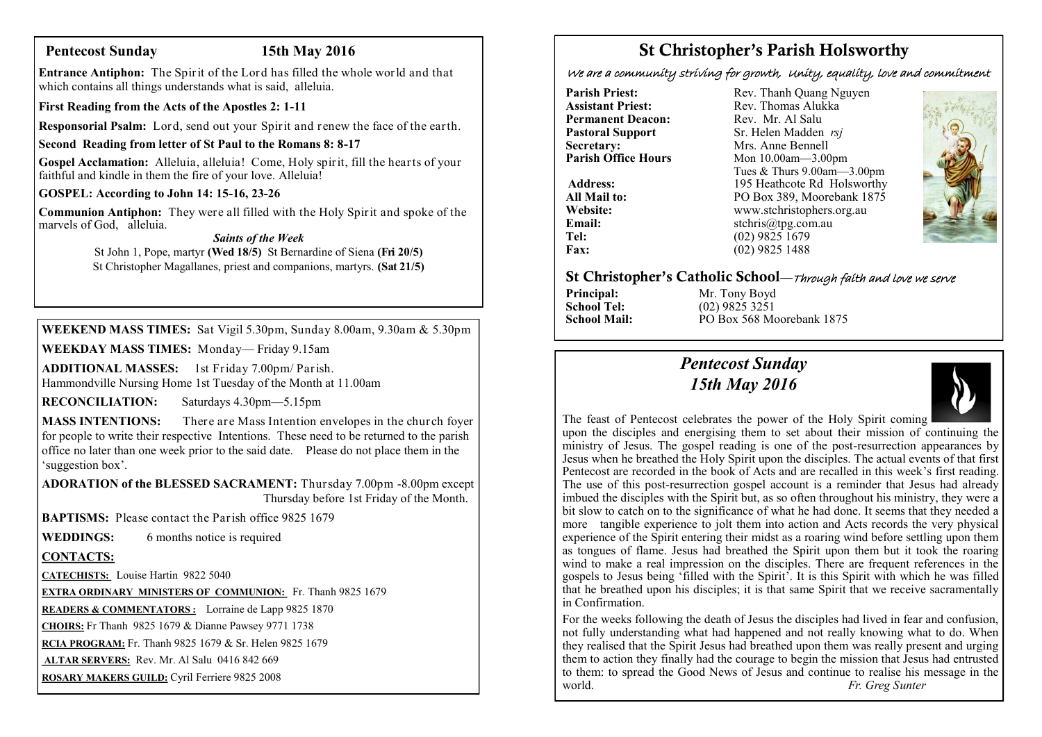## Pentecost Sunday 15th May 2016

**Entrance Antiphon:** The Spirit of the Lord has filled the whole world and that which contains all things understands what is said, alleluia.

**First Reading from the Acts of the Apostles 2: 1-11**

**Responsorial Psalm:** Lord, send out your Spirit and renew the face of the earth.

**Second Reading from letter of St Paul to the Romans 8: 8-17**

**Gospel Acclamation:** Alleluia, alleluia! Come, Holy spirit, fill the hearts of your faithful and kindle in them the fire of your love. Alleluia!

**GOSPEL: According to John 14: 15-16, 23-26**

**Communion Antiphon:** They were all filled with the Holy Spirit and spoke of the marvels of God, alleluia.

***Saints of the Week***

St John 1, Pope, martyr **(Wed 18/5)** St Bernardine of Siena **(Fri 20/5)**
St Christopher Magallanes, priest and companions, martyrs. **(Sat 21/5)**

**WEEKEND MASS TIMES:** Sat Vigil 5.30pm, Sunday 8.00am, 9.30am & 5.30pm

**WEEKDAY MASS TIMES:** Monday— Friday 9.15am

**ADDITIONAL MASSES:** 1st Friday 7.00pm/ Parish.
Hammondville Nursing Home 1st Tuesday of the Month at 11.00am

**RECONCILIATION:** Saturdays 4.30pm—5.15pm

**MASS INTENTIONS:** There are Mass Intention envelopes in the church foyer for people to write their respective Intentions. These need to be returned to the parish office no later than one week prior to the said date. Please do not place them in the 'suggestion box'.

**ADORATION of the BLESSED SACRAMENT:** Thursday 7.00pm -8.00pm except Thursday before 1st Friday of the Month.

**BAPTISMS:** Please contact the Parish office 9825 1679

**WEDDINGS:** 6 months notice is required

**CONTACTS:**

**CATECHISTS:** Louise Hartin 9822 5040

**EXTRA ORDINARY MINISTERS OF COMMUNION:** Fr. Thanh 9825 1679

**READERS & COMMENTATORS :** Lorraine de Lapp 9825 1870

**CHOIRS:** Fr Thanh 9825 1679 & Dianne Pawsey 9771 1738

**RCIA PROGRAM:** Fr. Thanh 9825 1679 & Sr. Helen 9825 1679

**ALTAR SERVERS:** Rev. Mr. Al Salu 0416 842 669

**ROSARY MAKERS GUILD:** Cyril Ferriere 9825 2008

# St Christopher's Parish Holsworthy

*We are a community striving for growth, Unity, equality, love and commitment*

**Parish Priest:** Rev. Thanh Quang Nguyen
**Assistant Priest:** Rev. Thomas Alukka
**Permanent Deacon:** Rev. Mr. Al Salu
**Pastoral Support** Sr. Helen Madden *rsj*
**Secretary:** Mrs. Anne Bennell
**Parish Office Hours** Mon 10.00am—3.00pm
Tues & Thurs 9.00am—3.00pm
**Address:** 195 Heathcote Rd Holsworthy
**All Mail to:** PO Box 389, Moorebank 1875
**Website:** www.stchristophers.org.au
**Email:** stchris@tpg.com.au
**Tel:** (02) 9825 1679
**Fax:** (02) 9825 1488

## St Christopher's Catholic School—*Through faith and love we serve*

**Principal:** Mr. Tony Boyd
**School Tel:** (02) 9825 3251
**School Mail:** PO Box 568 Moorebank 1875

## *Pentecost Sunday*
## *15th May 2016*

The feast of Pentecost celebrates the power of the Holy Spirit coming upon the disciples and energising them to set about their mission of continuing the ministry of Jesus. The gospel reading is one of the post-resurrection appearances by Jesus when he breathed the Holy Spirit upon the disciples. The actual events of that first Pentecost are recorded in the book of Acts and are recalled in this week's first reading. The use of this post-resurrection gospel account is a reminder that Jesus had already imbued the disciples with the Spirit but, as so often throughout his ministry, they were a bit slow to catch on to the significance of what he had done. It seems that they needed a more tangible experience to jolt them into action and Acts records the very physical experience of the Spirit entering their midst as a roaring wind before settling upon them as tongues of flame. Jesus had breathed the Spirit upon them but it took the roaring wind to make a real impression on the disciples. There are frequent references in the gospels to Jesus being 'filled with the Spirit'. It is this Spirit with which he was filled that he breathed upon his disciples; it is that same Spirit that we receive sacramentally in Confirmation.

For the weeks following the death of Jesus the disciples had lived in fear and confusion, not fully understanding what had happened and not really knowing what to do. When they realised that the Spirit Jesus had breathed upon them was really present and urging them to action they finally had the courage to begin the mission that Jesus had entrusted to them: to spread the Good News of Jesus and continue to realise his message in the world. *Fr. Greg Sunter*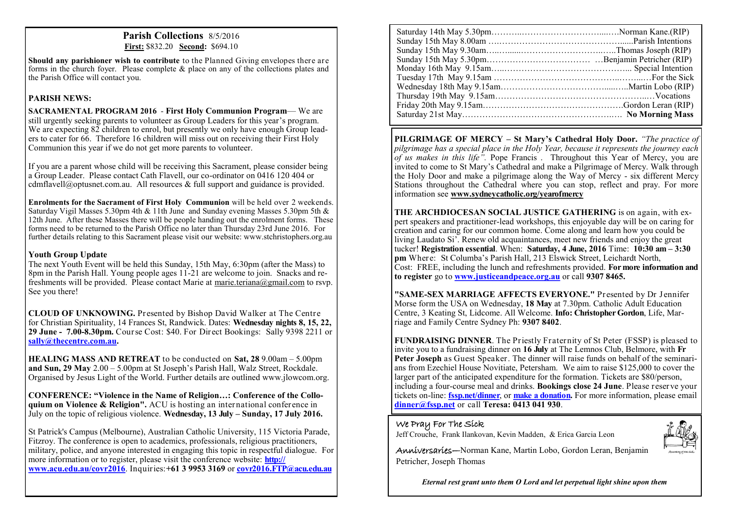## Parish Collections 8/5/2016

**First:** $832.20 **Second:** $694.10

**Should any parishioner wish to contribute** to the Planned Giving envelopes there are forms in the church foyer. Please complete & place on any of the collections plates and the Parish Office will contact you.

### PARISH NEWS:

**SACRAMENTAL PROGRAM 2016** - **First Holy Communion Program**— We are still urgently seeking parents to volunteer as Group Leaders for this year's program. We are expecting 82 children to enrol, but presently we only have enough Group leaders to cater for 66. Therefore 16 children will miss out on receiving their First Holy Communion this year if we do not get more parents to volunteer.

If you are a parent whose child will be receiving this Sacrament, please consider being a Group Leader. Please contact Cath Flavell, our co-ordinator on 0416 120 404 or cdmflavell@optusnet.com.au. All resources & full support and guidance is provided.

**Enrolments for the Sacrament of First Holy Communion** will be held over 2 weekends. Saturday Vigil Masses 5.30pm 4th & 11th June and Sunday evening Masses 5.30pm 5th & 12th June. After these Masses there will be people handing out the enrolment forms. These forms need to be returned to the Parish Office no later than Thursday 23rd June 2016. For further details relating to this Sacrament please visit our website: www.stchristophers.org.au

**Youth Group Update**

The next Youth Event will be held this Sunday, 15th May, 6:30pm (after the Mass) to 8pm in the Parish Hall. Young people ages 11-21 are welcome to join. Snacks and refreshments will be provided. Please contact Marie at marie.teriana@gmail.com to rsvp. See you there!

**CLOUD OF UNKNOWING.** Presented by Bishop David Walker at The Centre for Christian Spirituality, 14 Frances St, Randwick. Dates: **Wednesday nights 8, 15, 22, 29 June - 7.00-8.30pm.** Course Cost: $40. For Direct Bookings: Sally 9398 2211 or **sally@thecentre.com.au.**

**HEALING MASS AND RETREAT** to be conducted on **Sat, 28** 9.00am – 5.00pm **and Sun, 29 May** 2.00 – 5.00pm at St Joseph's Parish Hall, Walz Street, Rockdale. Organised by Jesus Light of the World. Further details are outlined www.jlowcom.org.

**CONFERENCE: "Violence in the Name of Religion…: Conference of the Colloquium on Violence & Religion".** ACU is hosting an international conference in July on the topic of religious violence. **Wednesday, 13 July – Sunday, 17 July 2016.**

St Patrick's Campus (Melbourne), Australian Catholic University, 115 Victoria Parade, Fitzroy. The conference is open to academics, professionals, religious practitioners, military, police, and anyone interested in engaging this topic in respectful dialogue. For more information or to register, please visit the conference website: **http://www.acu.edu.au/covr2016**. Inquiries:**+61 3 9953 3169** or **covr2016.FTP@acu.edu.au**

| | |
|---|---|
| Saturday 14th May 5.30pm | Norman Kane.(RIP) |
| Sunday 15th May 8.00am | Parish Intentions |
| Sunday 15th May 9.30am | Thomas Joseph (RIP) |
| Sunday 15th May 5.30pm | Benjamin Petricher (RIP) |
| Monday 16th May 9.15am | Special Intention |
| Tuesday 17th May 9.15am | For the Sick |
| Wednesday 18th May 9.15am | Martin Lobo (RIP) |
| Thursday 19th May 9.15am | Vocations |
| Friday 20th May 9.15am | Gordon Leran (RIP) |
| Saturday 21st May | **No Morning Mass** |

**PILGRIMAGE OF MERCY – St Mary's Cathedral Holy Door.** *"The practice of pilgrimage has a special place in the Holy Year, because it represents the journey each of us makes in this life".* Pope Francis . Throughout this Year of Mercy, you are invited to come to St Mary's Cathedral and make a Pilgrimage of Mercy. Walk through the Holy Door and make a pilgrimage along the Way of Mercy - six different Mercy Stations throughout the Cathedral where you can stop, reflect and pray. For more information see **www.sydneycatholic.org/yearofmercy**

**THE ARCHDIOCESAN SOCIAL JUSTICE GATHERING** is on again, with expert speakers and practitioner-lead workshops, this enjoyable day will be on caring for creation and caring for our common home. Come along and learn how you could be living Laudato Si'. Renew old acquaintances, meet new friends and enjoy the great tucker! **Registration essential**. When: **Saturday, 4 June, 2016** Time: **10:30 am – 3:30 pm** Where: St Columba's Parish Hall, 213 Elswick Street, Leichardt North, Cost: FREE, including the lunch and refreshments provided. **For more information and to register** go to **www.justiceandpeace.org.au** or call **9307 8465.**

**"SAME-SEX MARRIAGE AFFECTS EVERYONE."** Presented by Dr Jennifer Morse form the USA on Wednesday, **18 May** at 7.30pm. Catholic Adult Education Centre, 3 Keating St, Lidcome. All Welcome. **Info: Christopher Gordon**, Life, Marriage and Family Centre Sydney Ph: **9307 8402**.

**FUNDRAISING DINNER**. The Priestly Fraternity of St Peter (FSSP) is pleased to invite you to a fundraising dinner on **16 July** at The Lemnos Club, Belmore, with **Fr Peter Joseph** as Guest Speaker. The dinner will raise funds on behalf of the seminarians from Ezechiel House Novitiate, Petersham. We aim to raise $125,000 to cover the larger part of the anticipated expenditure for the formation. Tickets are $80/person, including a four-course meal and drinks. **Bookings close 24 June**. Please reserve your tickets on-line: **fssp.net/dinner**, or **make a donation.** For more information, please email **dinner@fssp.net** or call **Teresa: 0413 041 930**.

### We Pray For The Sick

Jeff Crouche, Frank Ilankovan, Kevin Madden, & Erica Garcia Leon

Anniversaries—Norman Kane, Martin Lobo, Gordon Leran, Benjamin Petricher, Joseph Thomas

*Eternal rest grant unto them O Lord and let perpetual light shine upon them*